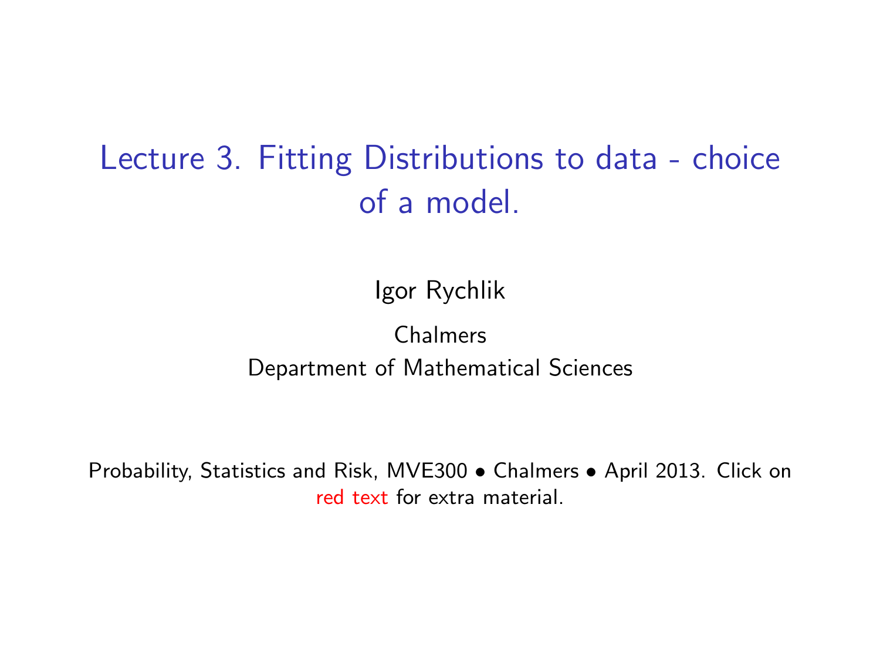# Lecture 3. Fitting Distributions to data - choice of a model.

Igor Rychlik

Chalmers

Department of Mathematical Sciences

Probability, Statistics and Risk, MVE300 • Chalmers • April 2013. Click on red text for extra material.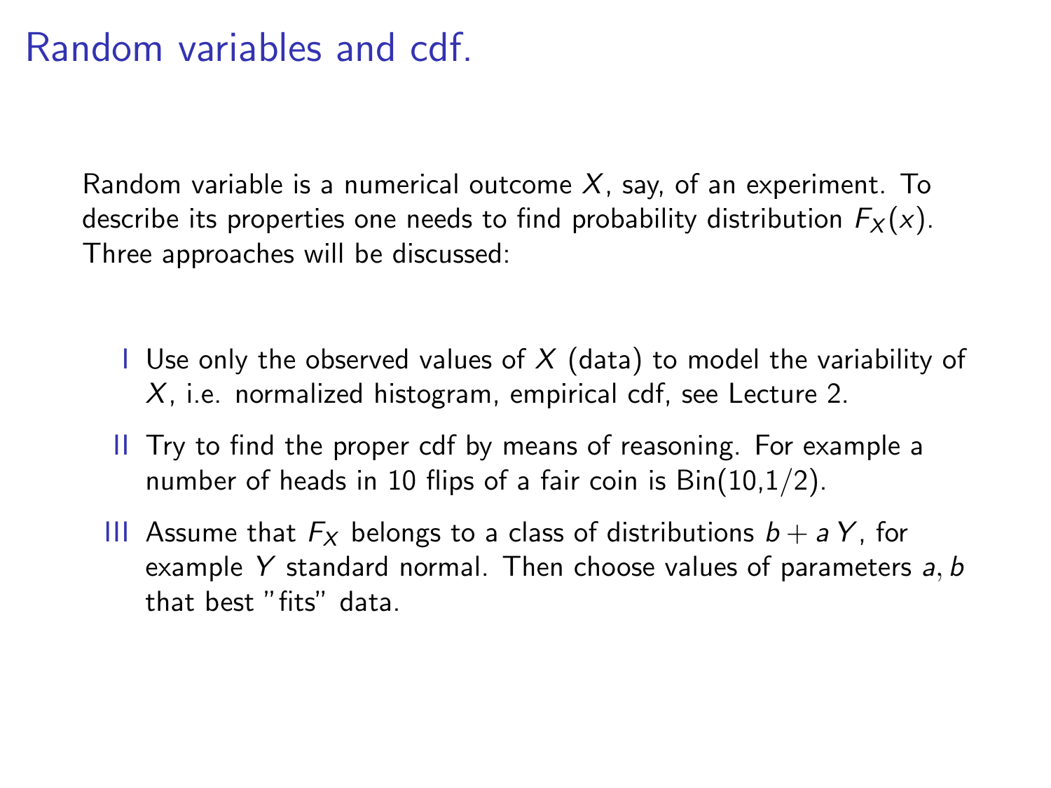# Random variables and cdf.

Random variable is a numerical outcome $X$, say, of an experiment. To describe its properties one needs to find probability distribution $F_X(x)$. Three approaches will be discussed:

I. Use only the observed values of $X$ (data) to model the variability of $X$, i.e. normalized histogram, empirical cdf, see Lecture 2.

II. Try to find the proper cdf by means of reasoning. For example a number of heads in 10 flips of a fair coin is Bin(10,1/2).

III. Assume that $F_X$ belongs to a class of distributions $b + a\,Y$, for example $Y$ standard normal. Then choose values of parameters $a, b$ that best "fits" data.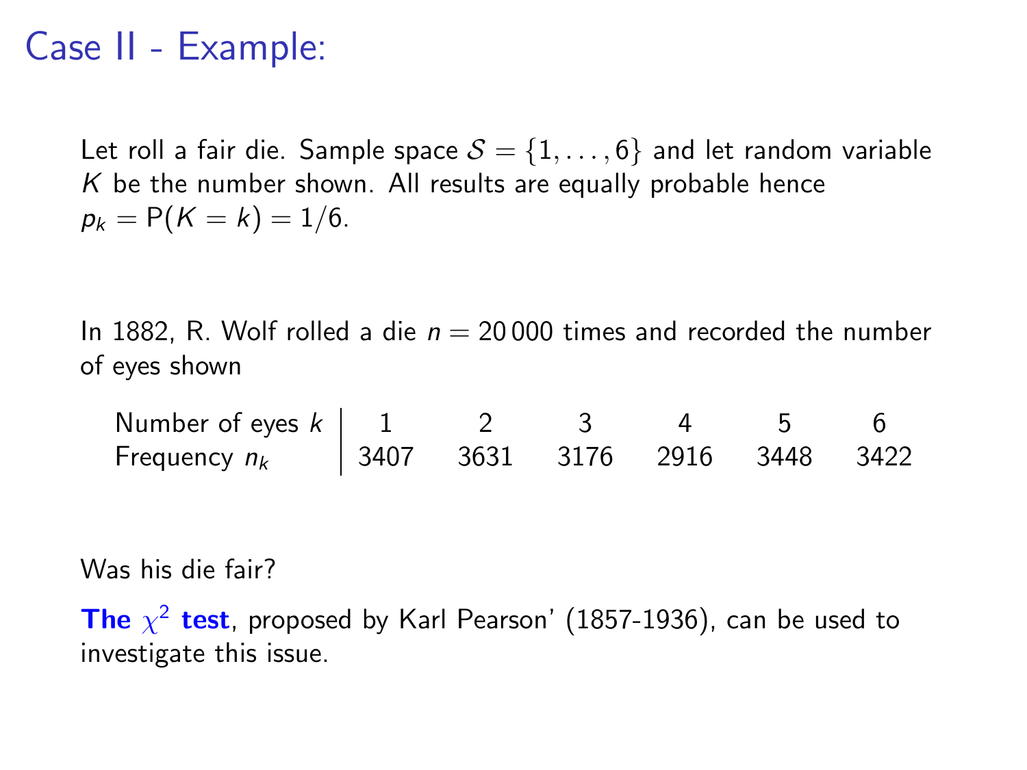# Case II - Example:

Let roll a fair die. Sample space $\mathcal{S} = \{1, \ldots, 6\}$ and let random variable $K$ be the number shown. All results are equally probable hence $p_k = \mathrm{P}(K = k) = 1/6$.

In 1882, R. Wolf rolled a die $n = 20\,000$ times and recorded the number of eyes shown

| Number of eyes $k$ | 1 | 2 | 3 | 4 | 5 | 6 |
|---|---|---|---|---|---|---|
| Frequency $n_k$ | 3407 | 3631 | 3176 | 2916 | 3448 | 3422 |

Was his die fair?

**The $\chi^2$ test**, proposed by Karl Pearson' (1857-1936), can be used to investigate this issue.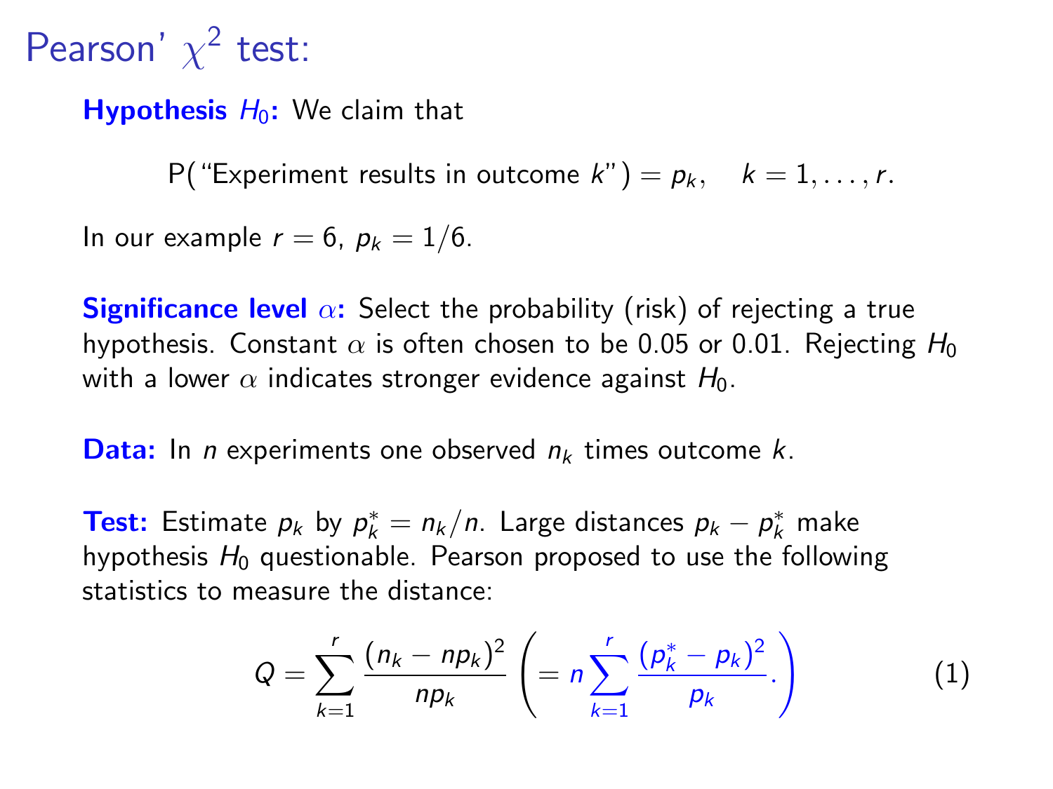# Pearson' $\chi^2$ test:

**Hypothesis $H_0$:** We claim that

$$\text{P}(\text{"Experiment results in outcome } k\text{"}) = p_k, \quad k = 1, \ldots, r.$$

In our example $r = 6$, $p_k = 1/6$.

**Significance level $\alpha$:** Select the probability (risk) of rejecting a true hypothesis. Constant $\alpha$ is often chosen to be 0.05 or 0.01. Rejecting $H_0$ with a lower $\alpha$ indicates stronger evidence against $H_0$.

**Data:** In $n$ experiments one observed $n_k$ times outcome $k$.

**Test:** Estimate $p_k$ by $p_k^* = n_k/n$. Large distances $p_k - p_k^*$ make hypothesis $H_0$ questionable. Pearson proposed to use the following statistics to measure the distance:

$$Q = \sum_{k=1}^{r} \frac{(n_k - np_k)^2}{np_k} \left( = n \sum_{k=1}^{r} \frac{(p_k^* - p_k)^2}{p_k}. \right) \tag{1}$$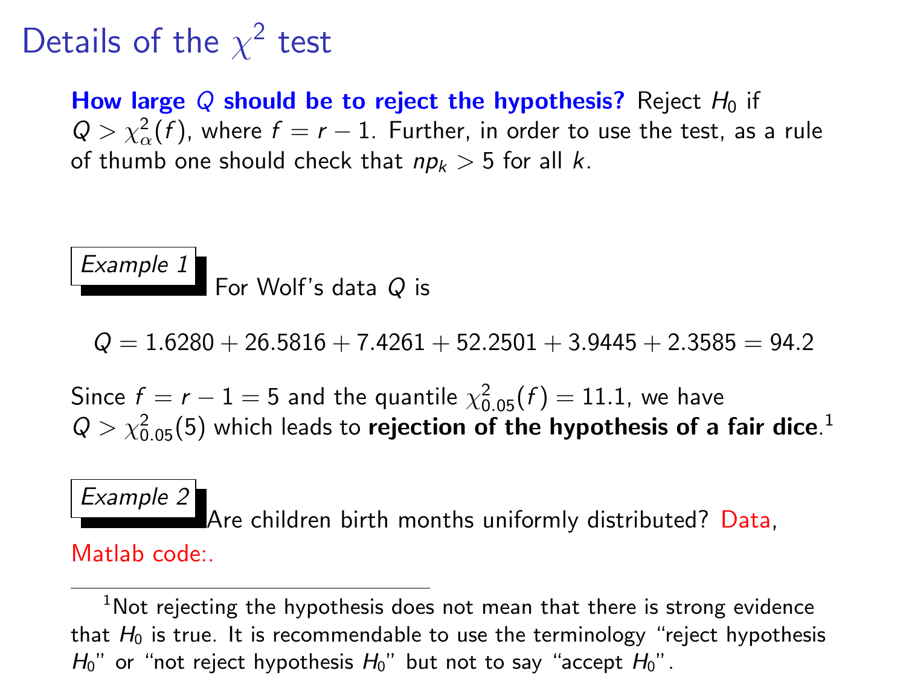# Details of the $\chi^2$ test

**How large $Q$ should be to reject the hypothesis?** Reject $H_0$ if $Q > \chi^2_\alpha(f)$, where $f = r - 1$. Further, in order to use the test, as a rule of thumb one should check that $np_k > 5$ for all $k$.

*Example 1* For Wolf's data $Q$ is

$$Q = 1.6280 + 26.5816 + 7.4261 + 52.2501 + 3.9445 + 2.3585 = 94.2$$

Since $f = r - 1 = 5$ and the quantile $\chi^2_{0.05}(f) = 11.1$, we have $Q > \chi^2_{0.05}(5)$ which leads to **rejection of the hypothesis of a fair dice**.[1]

*Example 2* Are children birth months uniformly distributed? Data, Matlab code:.

---

[1] Not rejecting the hypothesis does not mean that there is strong evidence that $H_0$ is true. It is recommendable to use the terminology "reject hypothesis $H_0$" or "not reject hypothesis $H_0$" but not to say "accept $H_0$".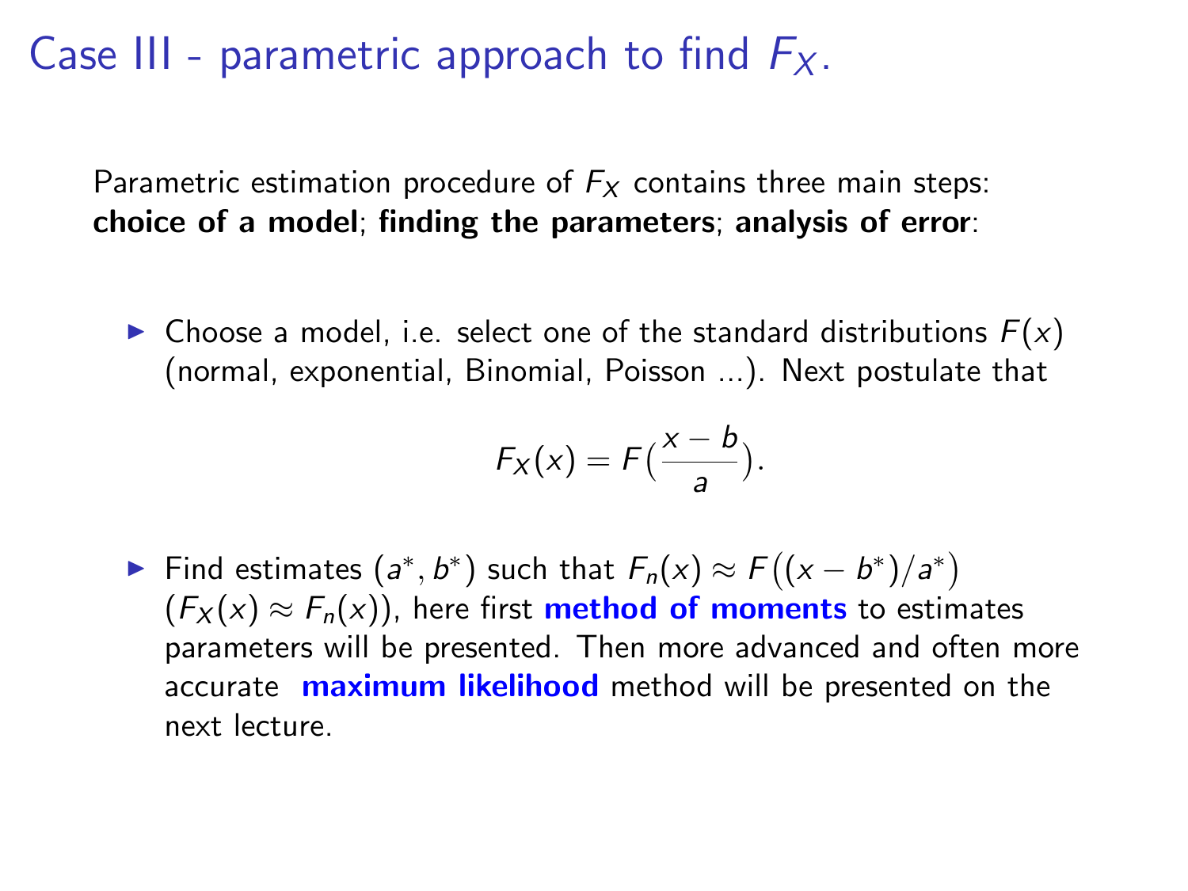# Case III - parametric approach to find $F_X$.

Parametric estimation procedure of $F_X$ contains three main steps: **choice of a model**; **finding the parameters**; **analysis of error**:

- Choose a model, i.e. select one of the standard distributions $F(x)$ (normal, exponential, Binomial, Poisson ...). Next postulate that

$$F_X(x) = F\left(\frac{x-b}{a}\right).$$

- Find estimates $(a^*, b^*)$ such that $F_n(x) \approx F\big((x - b^*)/a^*\big)$ $(F_X(x) \approx F_n(x))$, here first **method of moments** to estimates parameters will be presented. Then more advanced and often more accurate **maximum likelihood** method will be presented on the next lecture.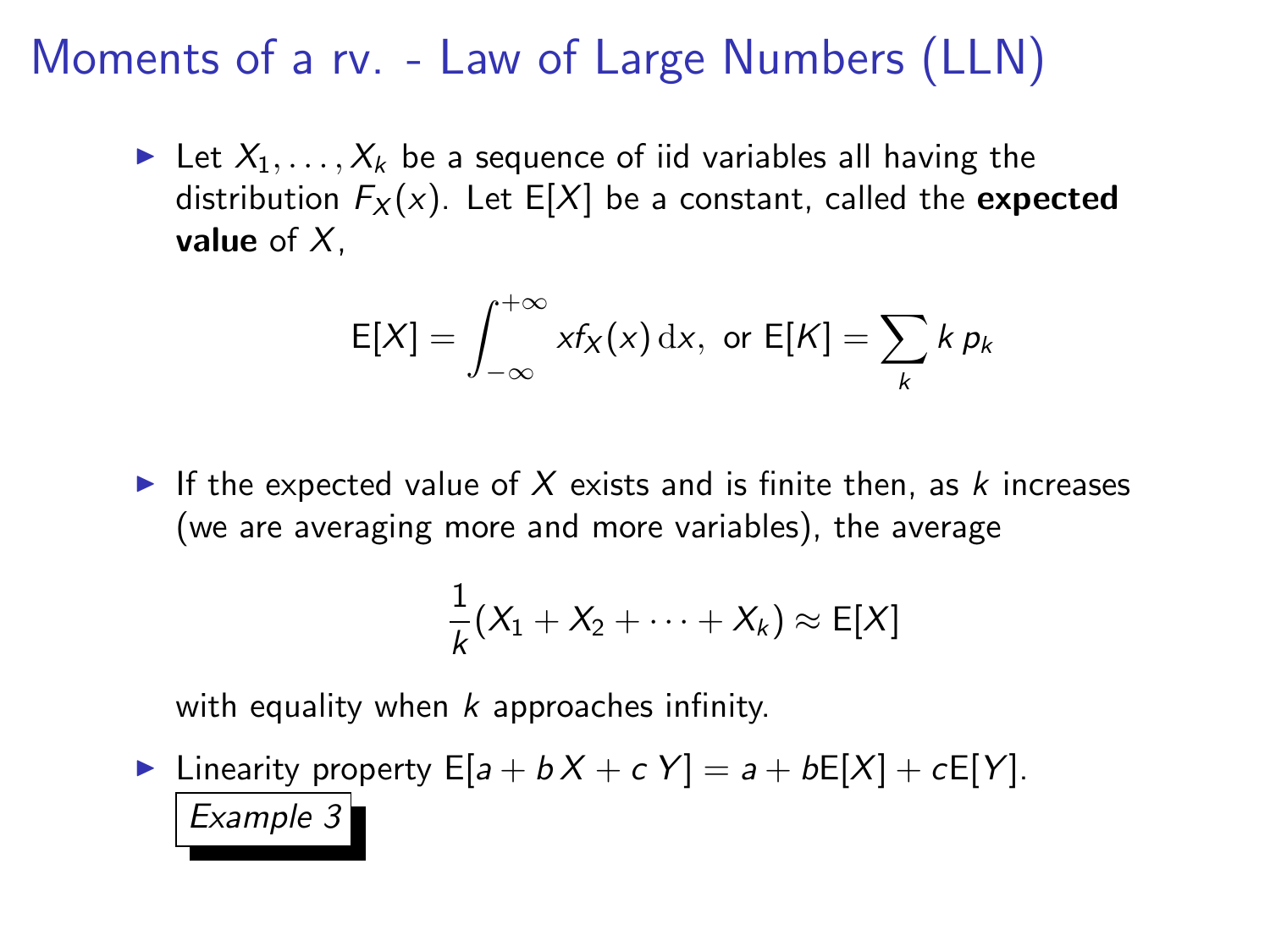# Moments of a rv. - Law of Large Numbers (LLN)

- Let $X_1, \ldots, X_k$ be a sequence of iid variables all having the distribution $F_X(x)$. Let $\mathrm{E}[X]$ be a constant, called the **expected value** of $X$,

$$\mathrm{E}[X] = \int_{-\infty}^{+\infty} x f_X(x)\,\mathrm{d}x, \text{ or } \mathrm{E}[K] = \sum_k k\, p_k$$

- If the expected value of $X$ exists and is finite then, as $k$ increases (we are averaging more and more variables), the average

$$\frac{1}{k}(X_1 + X_2 + \cdots + X_k) \approx \mathrm{E}[X]$$

  with equality when $k$ approaches infinity.

- Linearity property $\mathrm{E}[a + b\,X + c\,Y] = a + b\mathrm{E}[X] + c\mathrm{E}[Y]$.
  *Example 3*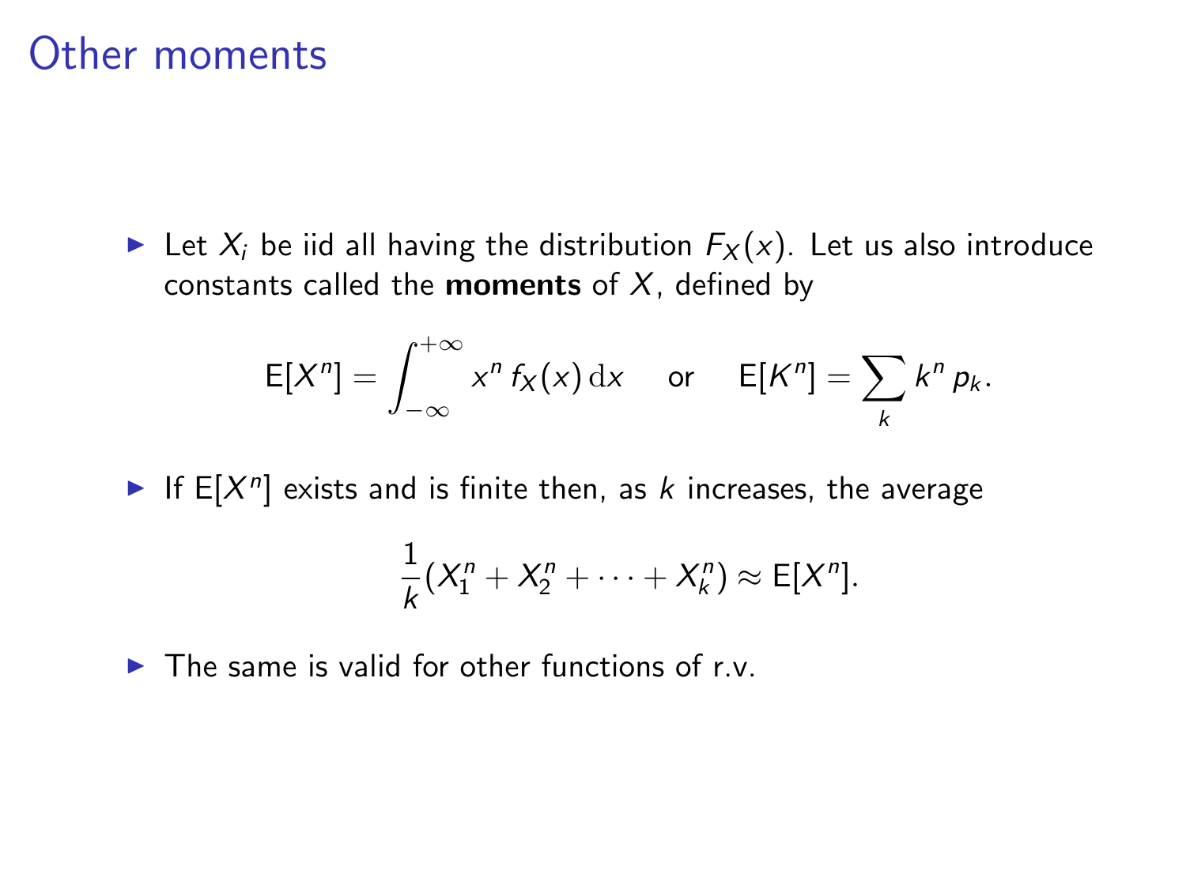# Other moments

- Let $X_i$ be iid all having the distribution $F_X(x)$. Let us also introduce constants called the **moments** of $X$, defined by

$$\mathsf{E}[X^n] = \int_{-\infty}^{+\infty} x^n \, f_X(x) \, \mathrm{d}x \quad \text{or} \quad \mathsf{E}[K^n] = \sum_k k^n \, p_k.$$

- If $\mathsf{E}[X^n]$ exists and is finite then, as $k$ increases, the average

$$\frac{1}{k}(X_1^n + X_2^n + \cdots + X_k^n) \approx \mathsf{E}[X^n].$$

- The same is valid for other functions of r.v.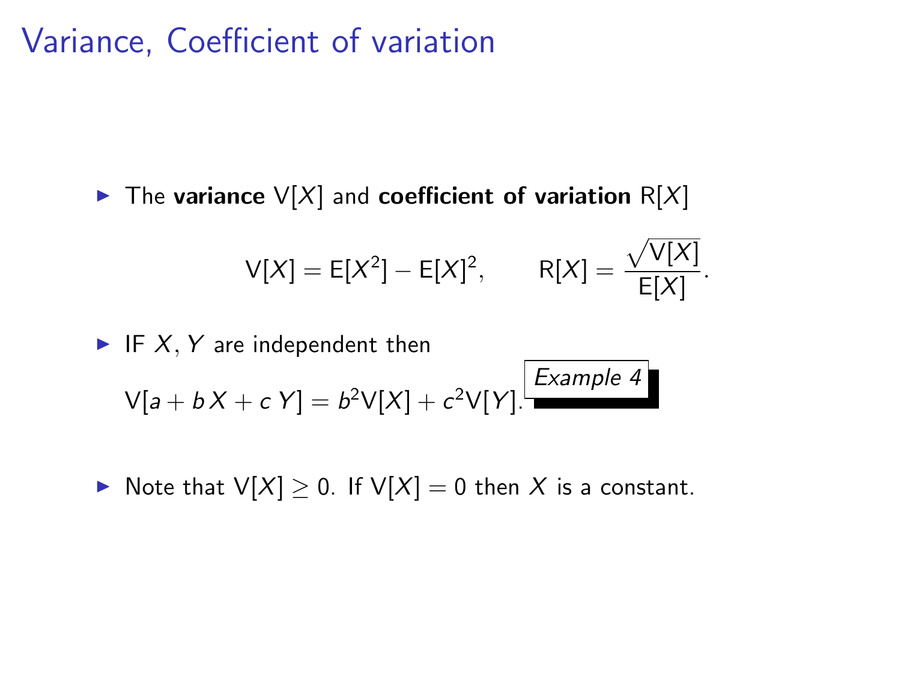# Variance, Coefficient of variation

- The **variance** $\mathsf{V}[X]$ and **coefficient of variation** $\mathsf{R}[X]$

$$\mathsf{V}[X] = \mathsf{E}[X^2] - \mathsf{E}[X]^2, \qquad \mathsf{R}[X] = \frac{\sqrt{\mathsf{V}[X]}}{\mathsf{E}[X]}.$$

- IF $X, Y$ are independent then

$$\mathsf{V}[a + b\,X + c\,Y] = b^2\mathsf{V}[X] + c^2\mathsf{V}[Y].$$

*Example 4*

- Note that $\mathsf{V}[X] \geq 0$. If $\mathsf{V}[X] = 0$ then $X$ is a constant.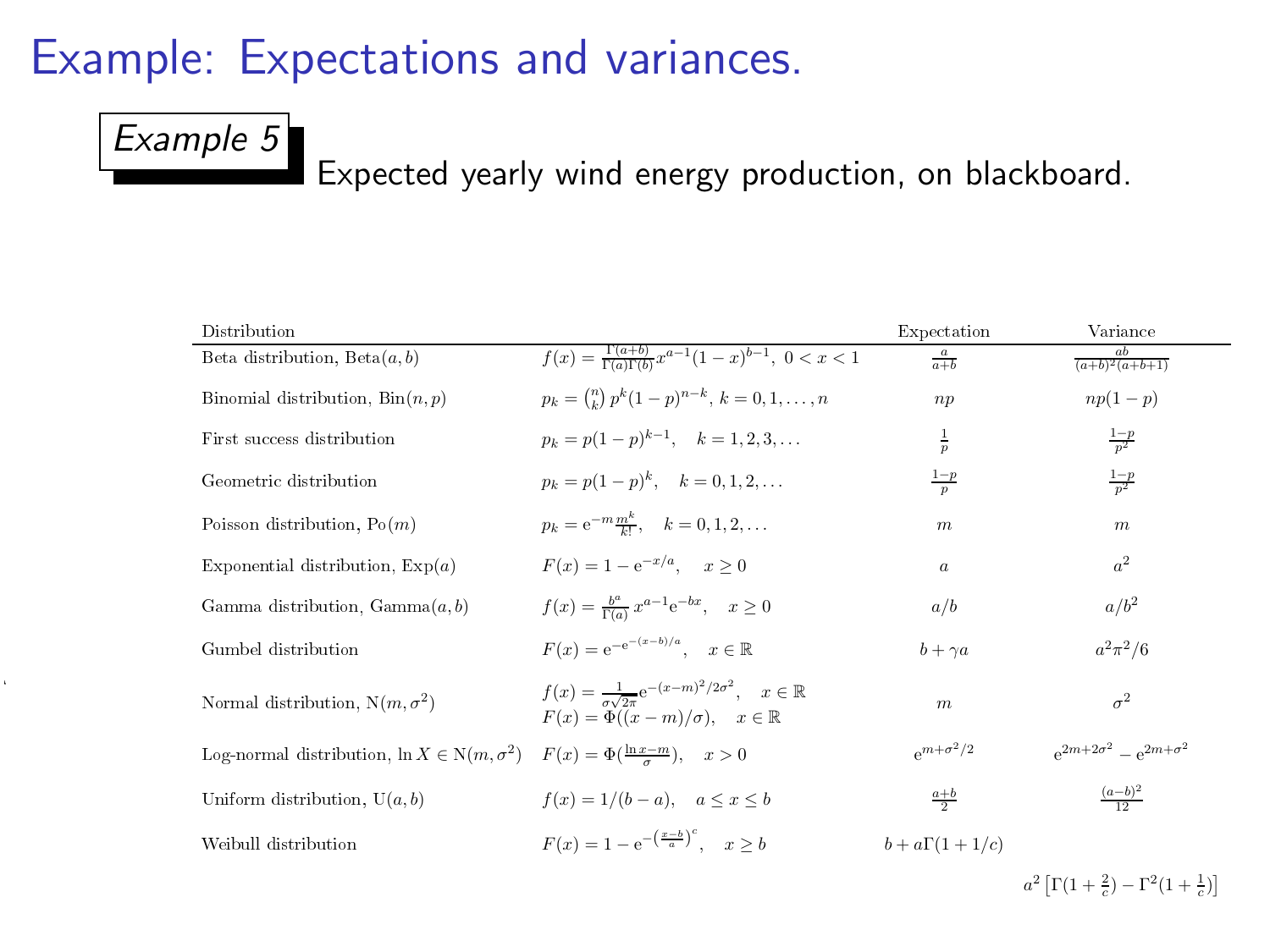# Example: Expectations and variances.

*Example 5*

Expected yearly wind energy production, on blackboard.

| Distribution | | Expectation | Variance |
|---|---|---|---|
| Beta distribution, $\mathrm{Beta}(a,b)$ | $f(x)=\frac{\Gamma(a+b)}{\Gamma(a)\Gamma(b)}x^{a-1}(1-x)^{b-1},\ 0<x<1$ | $\frac{a}{a+b}$ | $\frac{ab}{(a+b)^2(a+b+1)}$ |
| Binomial distribution, $\mathrm{Bin}(n,p)$ | $p_k=\binom{n}{k}p^k(1-p)^{n-k},\ k=0,1,\ldots,n$ | $np$ | $np(1-p)$ |
| First success distribution | $p_k=p(1-p)^{k-1},\quad k=1,2,3,\ldots$ | $\frac{1}{p}$ | $\frac{1-p}{p^2}$ |
| Geometric distribution | $p_k=p(1-p)^k,\quad k=0,1,2,\ldots$ | $\frac{1-p}{p}$ | $\frac{1-p}{p^2}$ |
| Poisson distribution, $\mathrm{Po}(m)$ | $p_k=\mathrm{e}^{-m}\frac{m^k}{k!},\quad k=0,1,2,\ldots$ | $m$ | $m$ |
| Exponential distribution, $\mathrm{Exp}(a)$ | $F(x)=1-\mathrm{e}^{-x/a},\quad x\geq 0$ | $a$ | $a^2$ |
| Gamma distribution, $\mathrm{Gamma}(a,b)$ | $f(x)=\frac{b^a}{\Gamma(a)}x^{a-1}\mathrm{e}^{-bx},\quad x\geq 0$ | $a/b$ | $a/b^2$ |
| Gumbel distribution | $F(x)=\mathrm{e}^{-\mathrm{e}^{-(x-b)/a}},\quad x\in\mathbb{R}$ | $b+\gamma a$ | $a^2\pi^2/6$ |
| Normal distribution, $\mathrm{N}(m,\sigma^2)$ | $f(x)=\frac{1}{\sigma\sqrt{2\pi}}\mathrm{e}^{-(x-m)^2/2\sigma^2},\quad x\in\mathbb{R}$ <br> $F(x)=\Phi((x-m)/\sigma),\quad x\in\mathbb{R}$ | $m$ | $\sigma^2$ |
| Log-normal distribution, $\ln X\in\mathrm{N}(m,\sigma^2)$ | $F(x)=\Phi(\frac{\ln x-m}{\sigma}),\quad x>0$ | $\mathrm{e}^{m+\sigma^2/2}$ | $\mathrm{e}^{2m+2\sigma^2}-\mathrm{e}^{2m+\sigma^2}$ |
| Uniform distribution, $\mathrm{U}(a,b)$ | $f(x)=1/(b-a),\quad a\leq x\leq b$ | $\frac{a+b}{2}$ | $\frac{(a-b)^2}{12}$ |
| Weibull distribution | $F(x)=1-\mathrm{e}^{-\left(\frac{x-b}{a}\right)^c},\quad x\geq b$ | $b+a\Gamma(1+1/c)$ | $a^2\left[\Gamma(1+\frac{2}{c})-\Gamma^2(1+\frac{1}{c})\right]$ |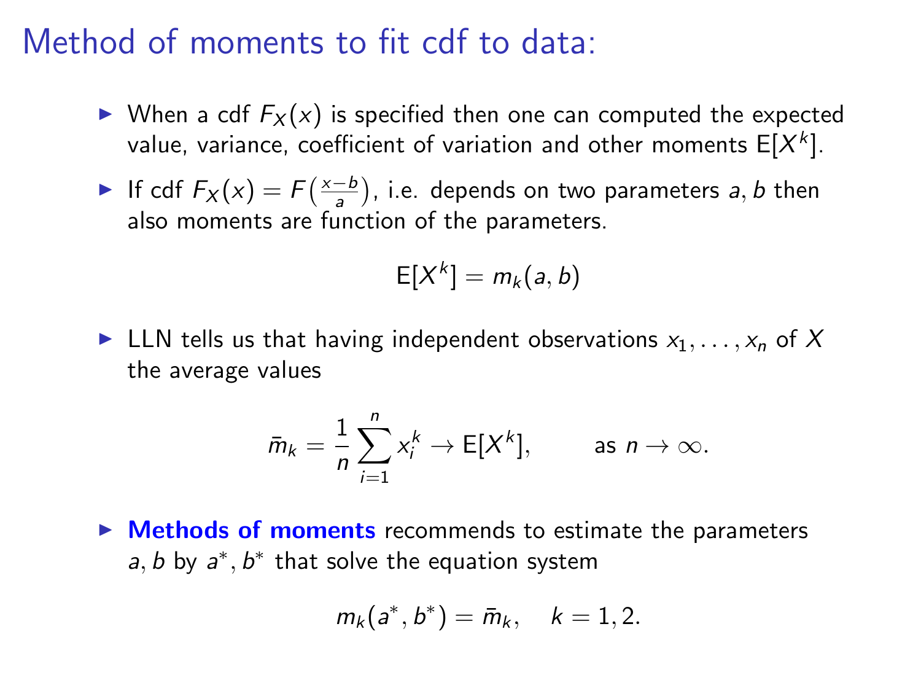# Method of moments to fit cdf to data:

- When a cdf $F_X(x)$ is specified then one can computed the expected value, variance, coefficient of variation and other moments $\mathrm{E}[X^k]$.
- If cdf $F_X(x) = F\left(\frac{x-b}{a}\right)$, i.e. depends on two parameters $a, b$ then also moments are function of the parameters.

$$\mathrm{E}[X^k] = m_k(a, b)$$

- LLN tells us that having independent observations $x_1, \ldots, x_n$ of $X$ the average values

$$\bar{m}_k = \frac{1}{n} \sum_{i=1}^{n} x_i^k \to \mathrm{E}[X^k], \qquad \text{as } n \to \infty.$$

- **Methods of moments** recommends to estimate the parameters $a, b$ by $a^*, b^*$ that solve the equation system

$$m_k(a^*, b^*) = \bar{m}_k, \quad k = 1, 2.$$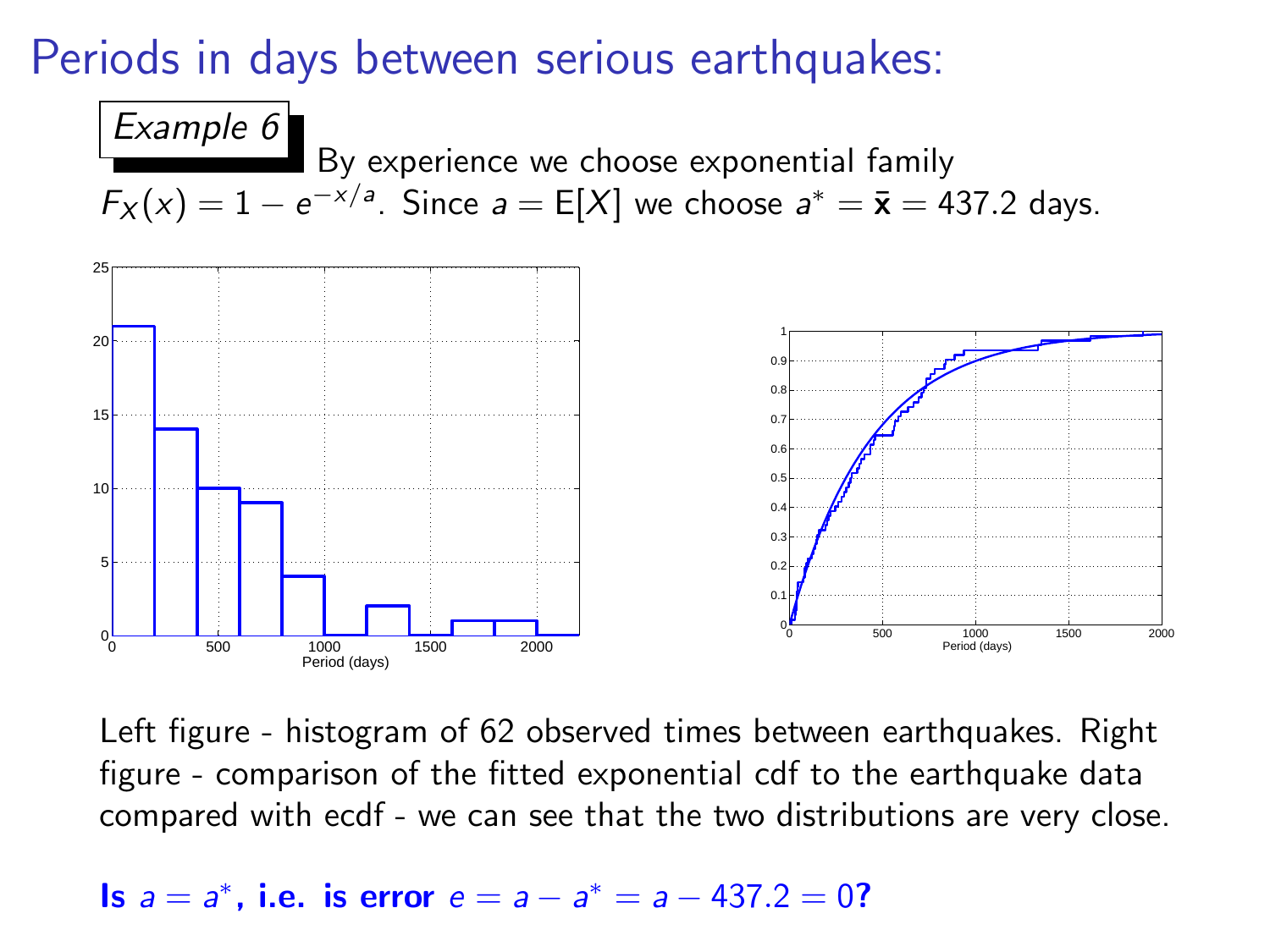# Periods in days between serious earthquakes:

*Example 6* By experience we choose exponential family $F_X(x) = 1 - e^{-x/a}$. Since $a = \mathsf{E}[X]$ we choose $a^* = \bar{\mathbf{x}} = 437.2$ days.

Left figure - histogram of 62 observed times between earthquakes. Right figure - comparison of the fitted exponential cdf to the earthquake data compared with ecdf - we can see that the two distributions are very close.

**Is $a = a^*$, i.e. is error $e = a - a^* = a - 437.2 = 0$?**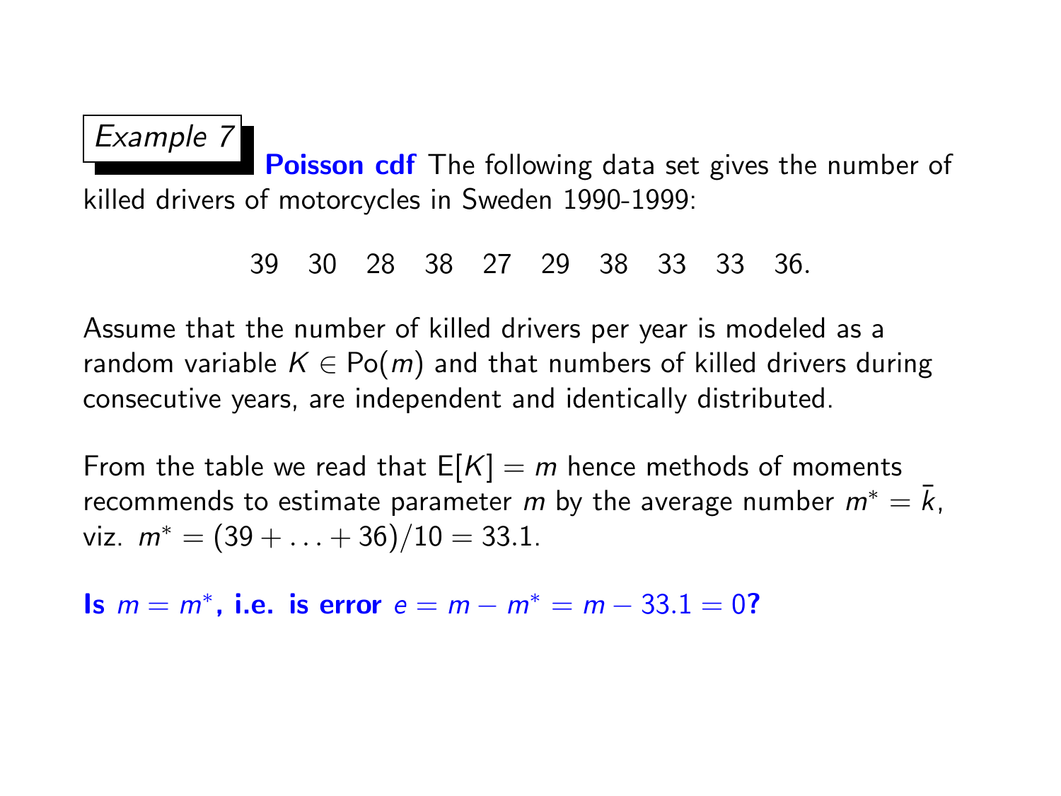*Example 7* **Poisson cdf** The following data set gives the number of killed drivers of motorcycles in Sweden 1990-1999:

$$39 \quad 30 \quad 28 \quad 38 \quad 27 \quad 29 \quad 38 \quad 33 \quad 33 \quad 36.$$

Assume that the number of killed drivers per year is modeled as a random variable $K \in \mathrm{Po}(m)$ and that numbers of killed drivers during consecutive years, are independent and identically distributed.

From the table we read that $\mathrm{E}[K] = m$ hence methods of moments recommends to estimate parameter $m$ by the average number $m^* = \bar{k}$, viz. $m^* = (39 + \ldots + 36)/10 = 33.1$.

**Is $m = m^*$, i.e. is error $e = m - m^* = m - 33.1 = 0$?**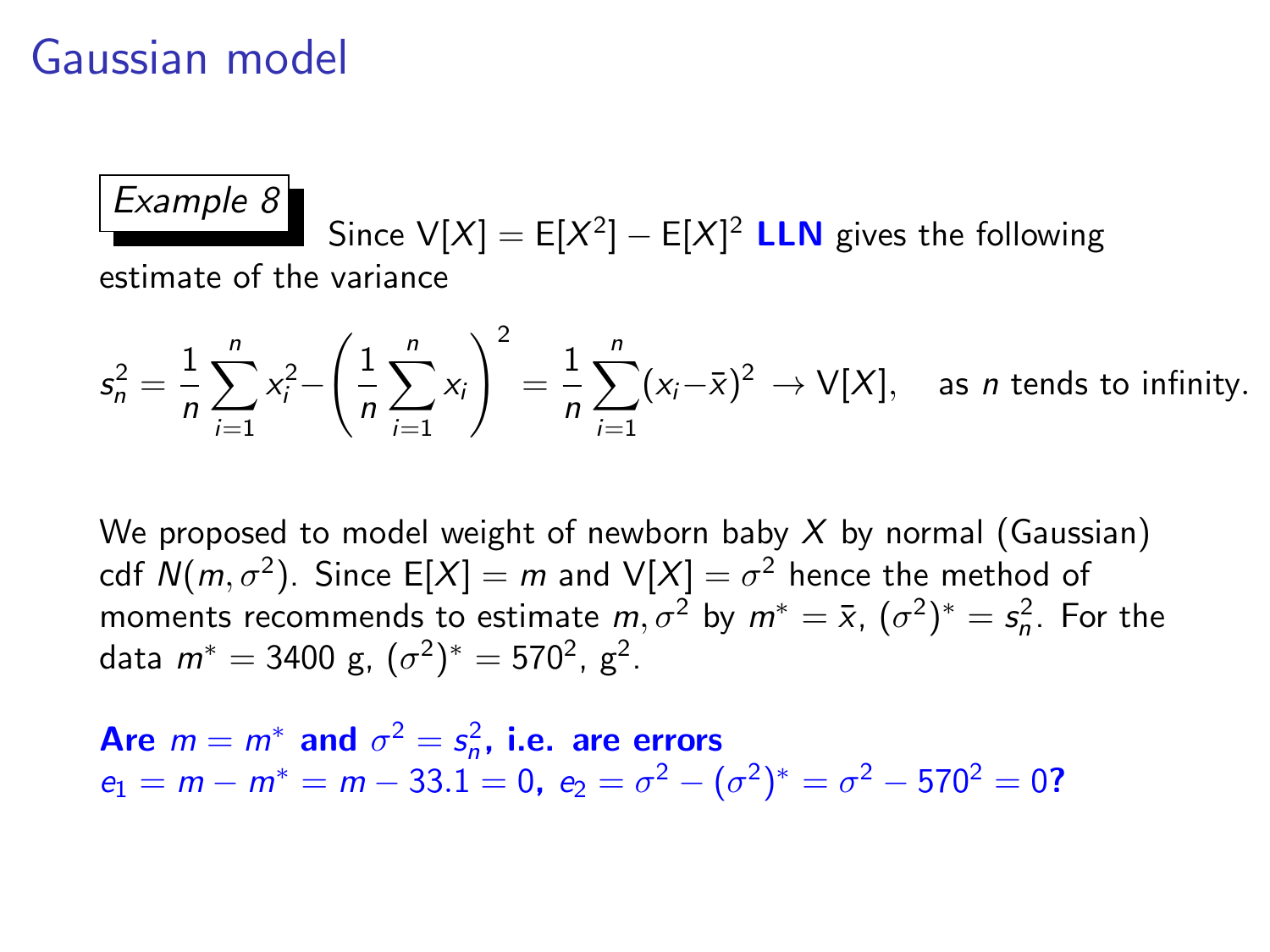# Gaussian model

*Example 8* Since $\mathsf{V}[X] = \mathsf{E}[X^2] - \mathsf{E}[X]^2$ **LLN** gives the following estimate of the variance

$$s_n^2 = \frac{1}{n}\sum_{i=1}^{n} x_i^2 - \left(\frac{1}{n}\sum_{i=1}^{n} x_i\right)^2 = \frac{1}{n}\sum_{i=1}^{n}(x_i - \bar{x})^2 \to \mathsf{V}[X], \quad \text{as } n \text{ tends to infinity.}$$

We proposed to model weight of newborn baby $X$ by normal (Gaussian) cdf $N(m, \sigma^2)$. Since $\mathsf{E}[X] = m$ and $\mathsf{V}[X] = \sigma^2$ hence the method of moments recommends to estimate $m, \sigma^2$ by $m^* = \bar{x}$, $(\sigma^2)^* = s_n^2$. For the data $m^* = 3400$ g, $(\sigma^2)^* = 570^2$, g$^2$.

**Are $m = m^*$ and $\sigma^2 = s_n^2$, i.e. are errors $e_1 = m - m^* = m - 33.1 = 0$, $e_2 = \sigma^2 - (\sigma^2)^* = \sigma^2 - 570^2 = 0$?**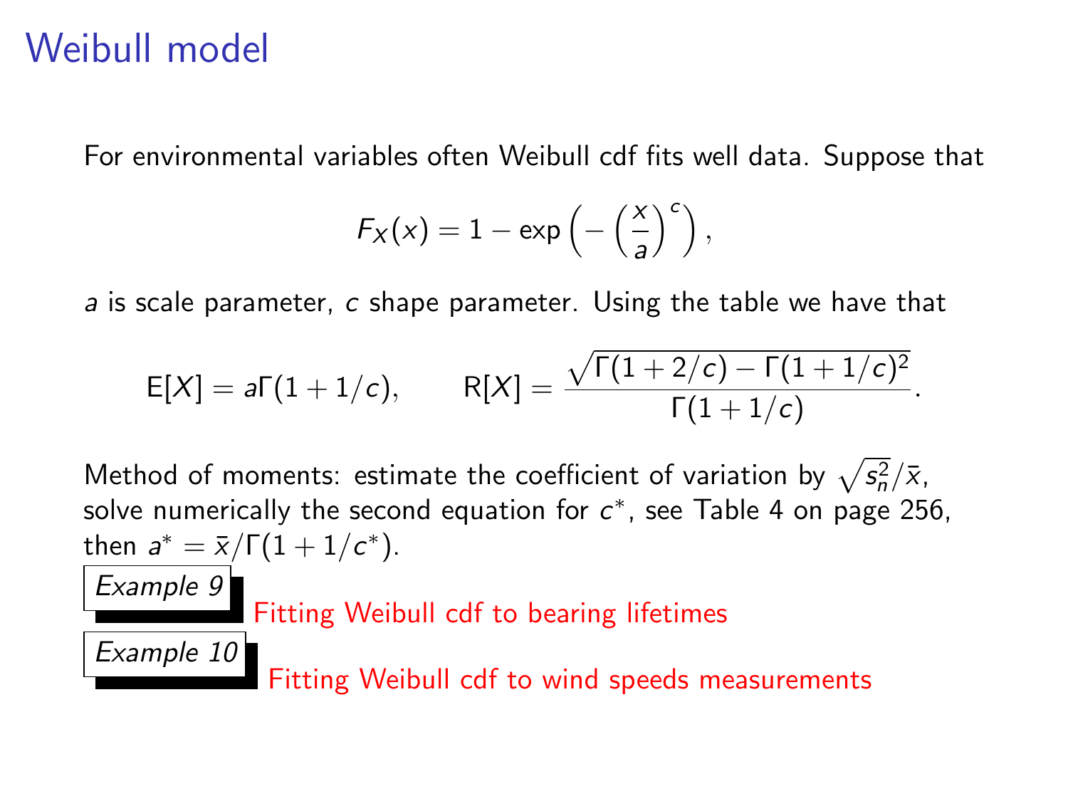# Weibull model

For environmental variables often Weibull cdf fits well data. Suppose that

$$F_X(x) = 1 - \exp\left(-\left(\frac{x}{a}\right)^c\right),$$

$a$ is scale parameter, $c$ shape parameter. Using the table we have that

$$\mathsf{E}[X] = a\Gamma(1 + 1/c), \qquad \mathsf{R}[X] = \frac{\sqrt{\Gamma(1 + 2/c) - \Gamma(1 + 1/c)^2}}{\Gamma(1 + 1/c)}.$$

Method of moments: estimate the coefficient of variation by $\sqrt{s_n^2}/\bar{x}$, solve numerically the second equation for $c^*$, see Table 4 on page 256, then $a^* = \bar{x}/\Gamma(1 + 1/c^*)$.

*Example 9* Fitting Weibull cdf to bearing lifetimes

*Example 10* Fitting Weibull cdf to wind speeds measurements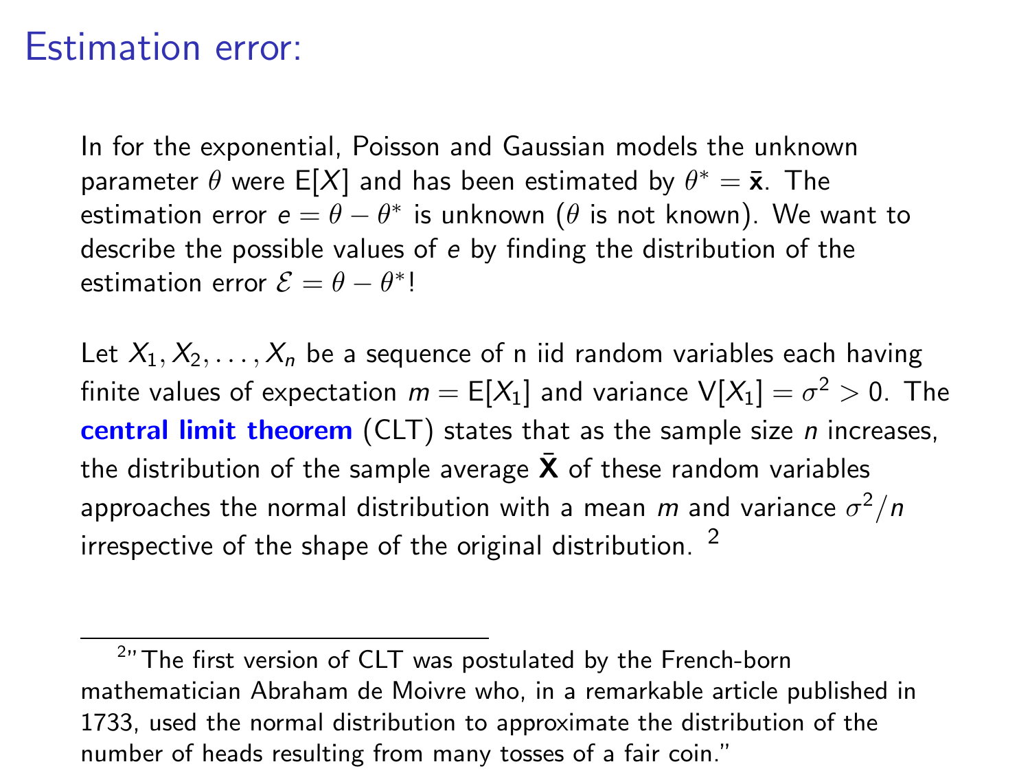# Estimation error:

In for the exponential, Poisson and Gaussian models the unknown parameter $\theta$ were $\mathsf{E}[X]$ and has been estimated by $\theta^* = \bar{\mathbf{x}}$. The estimation error $e = \theta - \theta^*$ is unknown ($\theta$ is not known). We want to describe the possible values of $e$ by finding the distribution of the estimation error $\mathcal{E} = \theta - \theta^*$!

Let $X_1, X_2, \ldots, X_n$ be a sequence of n iid random variables each having finite values of expectation $m = \mathsf{E}[X_1]$ and variance $\mathsf{V}[X_1] = \sigma^2 > 0$. The **central limit theorem** (CLT) states that as the sample size $n$ increases, the distribution of the sample average $\bar{\mathbf{X}}$ of these random variables approaches the normal distribution with a mean $m$ and variance $\sigma^2/n$ irrespective of the shape of the original distribution. [2]

---

[2] "The first version of CLT was postulated by the French-born mathematician Abraham de Moivre who, in a remarkable article published in 1733, used the normal distribution to approximate the distribution of the number of heads resulting from many tosses of a fair coin."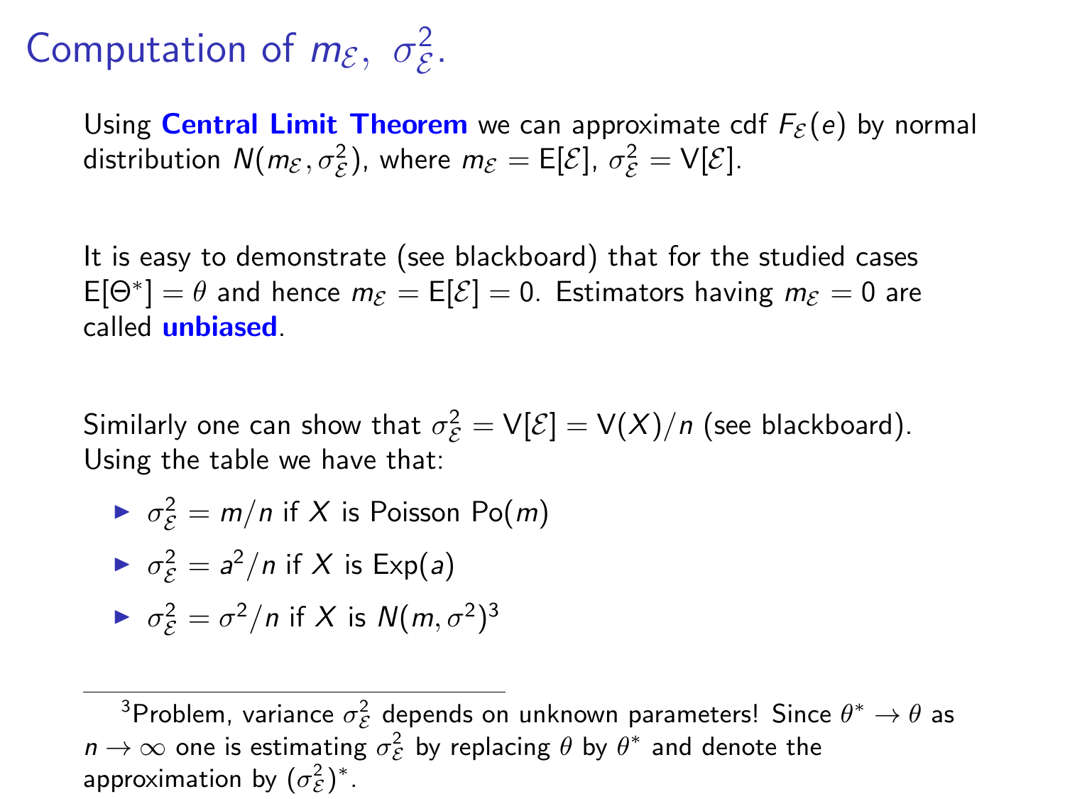# Computation of $m_{\mathcal{E}},\ \sigma^2_{\mathcal{E}}$.

Using **Central Limit Theorem** we can approximate cdf $F_{\mathcal{E}}(e)$ by normal distribution $N(m_{\mathcal{E}}, \sigma^2_{\mathcal{E}})$, where $m_{\mathcal{E}} = \mathsf{E}[\mathcal{E}]$, $\sigma^2_{\mathcal{E}} = \mathsf{V}[\mathcal{E}]$.

It is easy to demonstrate (see blackboard) that for the studied cases $\mathsf{E}[\Theta^*] = \theta$ and hence $m_{\mathcal{E}} = \mathsf{E}[\mathcal{E}] = 0$. Estimators having $m_{\mathcal{E}} = 0$ are called **unbiased**.

Similarly one can show that $\sigma^2_{\mathcal{E}} = \mathsf{V}[\mathcal{E}] = \mathsf{V}(X)/n$ (see blackboard). Using the table we have that:

- $\sigma^2_{\mathcal{E}} = m/n$ if $X$ is Poisson Po($m$)
- $\sigma^2_{\mathcal{E}} = a^2/n$ if $X$ is Exp($a$)
- $\sigma^2_{\mathcal{E}} = \sigma^2/n$ if $X$ is $N(m, \sigma^2)$[3]

---

[3] Problem, variance $\sigma^2_{\mathcal{E}}$ depends on unknown parameters! Since $\theta^* \to \theta$ as $n \to \infty$ one is estimating $\sigma^2_{\mathcal{E}}$ by replacing $\theta$ by $\theta^*$ and denote the approximation by $(\sigma^2_{\mathcal{E}})^*$.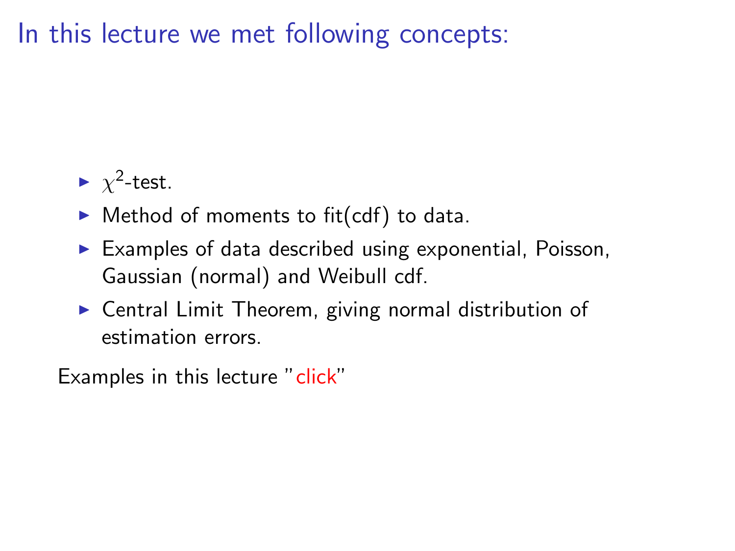# In this lecture we met following concepts:

- $\chi^2$-test.
- Method of moments to fit(cdf) to data.
- Examples of data described using exponential, Poisson, Gaussian (normal) and Weibull cdf.
- Central Limit Theorem, giving normal distribution of estimation errors.

Examples in this lecture "click"